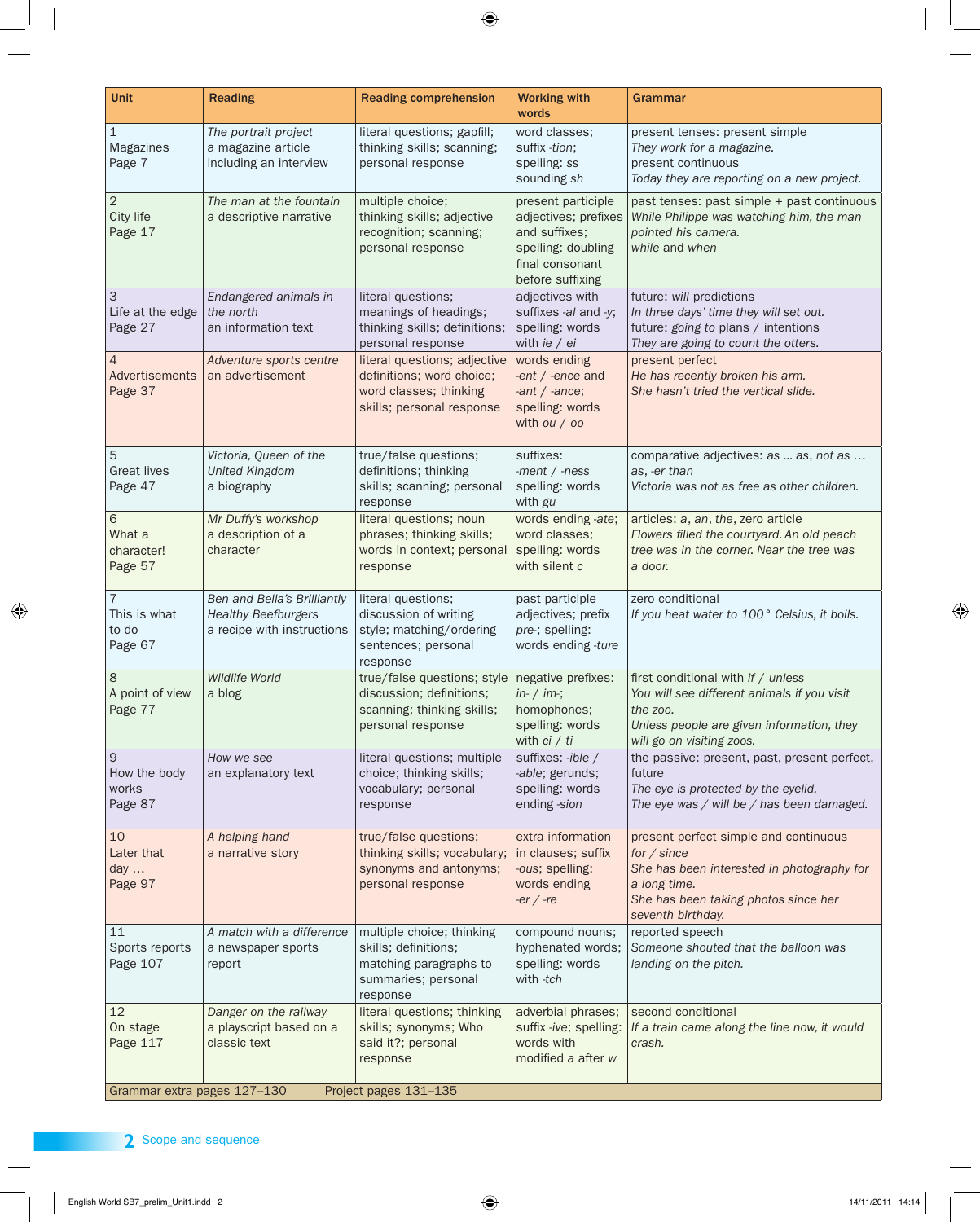| Unit | Reading | Reading comprehension | Working with words | Grammar |
|---|---|---|---|---|
| 1 Magazines Page 7 | *The portrait project* a magazine article including an interview | literal questions; gapfill; thinking skills; scanning; personal response | word classes; suffix *-tion*; spelling: *ss* sounding *sh* | present tenses: present simple *They work for a magazine.* present continuous *Today they are reporting on a new project.* |
| 2 City life Page 17 | *The man at the fountain* a descriptive narrative | multiple choice; thinking skills; adjective recognition; scanning; personal response | present participle adjectives; prefixes and suffixes; spelling: doubling final consonant before suffixing | past tenses: past simple + past continuous *While Philippe was watching him, the man pointed his camera.* *while* and *when* |
| 3 Life at the edge Page 27 | *Endangered animals in the north* an information text | literal questions; meanings of headings; thinking skills; definitions; personal response | adjectives with suffixes *-al* and *-y*; spelling: words with *ie* / *ei* | future: *will* predictions *In three days' time they will set out.* future: *going to* plans / intentions *They are going to count the otters.* |
| 4 Advertisements Page 37 | *Adventure sports centre* an advertisement | literal questions; adjective definitions; word choice; word classes; thinking skills; personal response | words ending *-ent* / *-ence* and *-ant* / *-ance*; spelling: words with *ou* / *oo* | present perfect *He has recently broken his arm.* *She hasn't tried the vertical slide.* |
| 5 Great lives Page 47 | *Victoria, Queen of the United Kingdom* a biography | true/false questions; definitions; thinking skills; scanning; personal response | suffixes: *-ment* / *-ness* spelling: words with *gu* | comparative adjectives: *as* … *as*, *not as* … *as*, *-er than* *Victoria was not as free as other children.* |
| 6 What a character! Page 57 | *Mr Duffy's workshop* a description of a character | literal questions; noun phrases; thinking skills; words in context; personal response | words ending *-ate*; word classes; spelling: words with silent *c* | articles: *a*, *an*, *the*, zero article *Flowers filled the courtyard. An old peach tree was in the corner. Near the tree was a door.* |
| 7 This is what to do Page 67 | *Ben and Bella's Brilliantly Healthy Beefburgers* a recipe with instructions | literal questions; discussion of writing style; matching/ordering sentences; personal response | past participle adjectives; prefix *pre-*; spelling: words ending *-ture* | zero conditional *If you heat water to 100° Celsius, it boils.* |
| 8 A point of view Page 77 | *Wildlife World* a blog | true/false questions; style discussion; definitions; scanning; thinking skills; personal response | negative prefixes: *in-* / *im-*; homophones; spelling: words with *ci* / *ti* | first conditional with *if* / *unless* *You will see different animals if you visit the zoo.* *Unless people are given information, they will go on visiting zoos.* |
| 9 How the body works Page 87 | *How we see* an explanatory text | literal questions; multiple choice; thinking skills; vocabulary; personal response | suffixes: *-ible* / *-able*; gerunds; spelling: words ending *-sion* | the passive: present, past, present perfect, future *The eye is protected by the eyelid.* *The eye was / will be / has been damaged.* |
| 10 Later that day … Page 97 | *A helping hand* a narrative story | true/false questions; thinking skills; vocabulary; synonyms and antonyms; personal response | extra information in clauses; suffix *-ous*; spelling: words ending *-er* / *-re* | present perfect simple and continuous *for* / *since* *She has been interested in photography for a long time.* *She has been taking photos since her seventh birthday.* |
| 11 Sports reports Page 107 | *A match with a difference* a newspaper sports report | multiple choice; thinking skills; definitions; matching paragraphs to summaries; personal response | compound nouns; hyphenated words; spelling: words with *-tch* | reported speech *Someone shouted that the balloon was landing on the pitch.* |
| 12 On stage Page 117 | *Danger on the railway* a playscript based on a classic text | literal questions; thinking skills; synonyms; Who said it?; personal response | adverbial phrases; suffix *-ive*; spelling: words with modified *a* after *w* | second conditional *If a train came along the line now, it would crash.* |
| Grammar extra pages 127–130 | Project pages 131–135 | | | |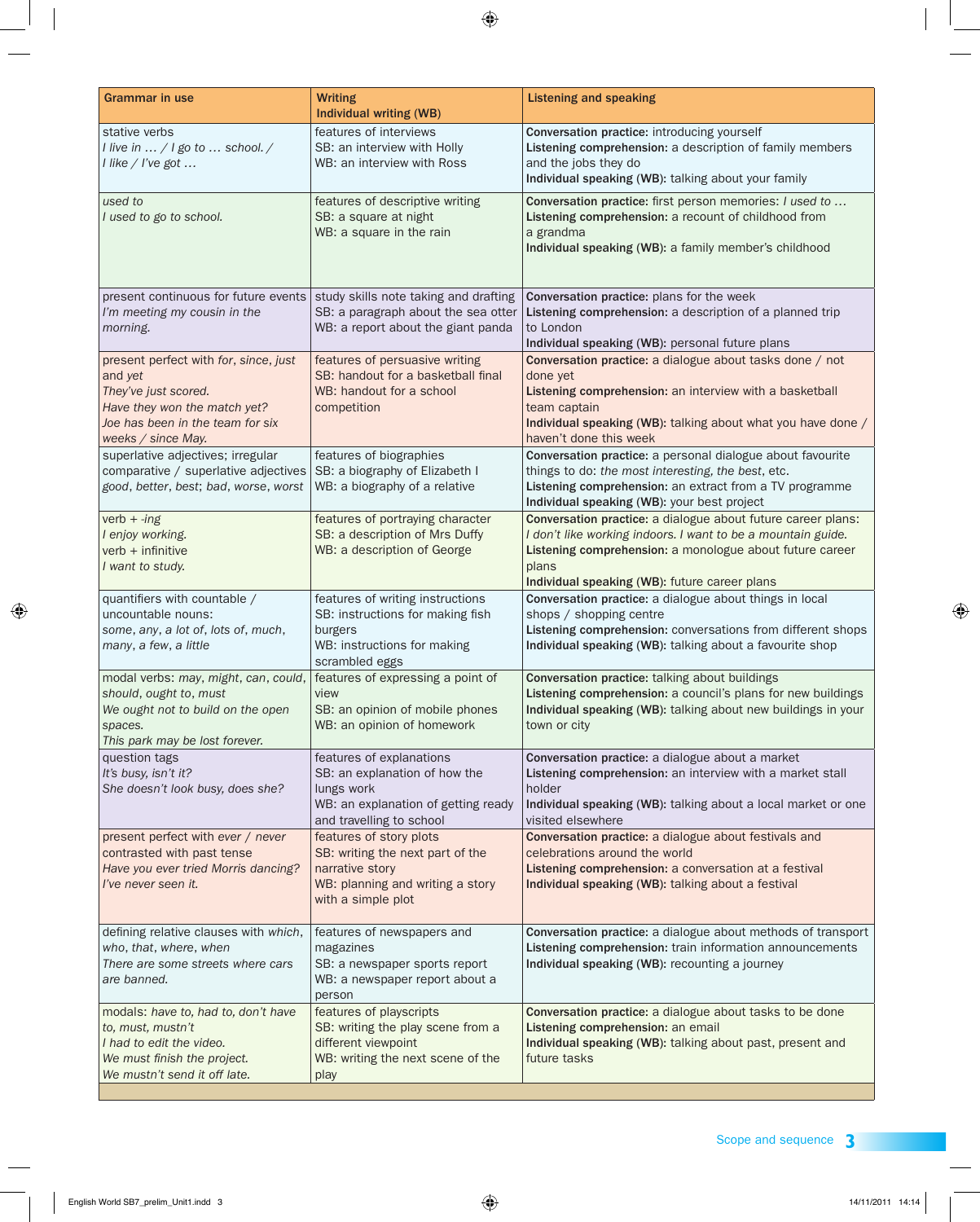| Grammar in use | Writing<br>Individual writing (WB) | Listening and speaking |
|---|---|---|
| stative verbs<br>*I live in … / I go to … school. / I like / I've got …* | features of interviews<br>SB: an interview with Holly<br>WB: an interview with Ross | **Conversation practice:** introducing yourself<br>**Listening comprehension:** a description of family members and the jobs they do<br>**Individual speaking (WB):** talking about your family |
| *used to*<br>*I used to go to school.* | features of descriptive writing<br>SB: a square at night<br>WB: a square in the rain | **Conversation practice:** first person memories: *I used to …*<br>**Listening comprehension:** a recount of childhood from a grandma<br>**Individual speaking (WB):** a family member's childhood |
| present continuous for future events<br>*I'm meeting my cousin in the morning.* | study skills note taking and drafting<br>SB: a paragraph about the sea otter<br>WB: a report about the giant panda | **Conversation practice:** plans for the week<br>**Listening comprehension:** a description of a planned trip to London<br>**Individual speaking (WB):** personal future plans |
| present perfect with *for*, *since*, *just* and *yet*<br>*They've just scored.*<br>*Have they won the match yet?*<br>*Joe has been in the team for six weeks / since May.* | features of persuasive writing<br>SB: handout for a basketball final<br>WB: handout for a school competition | **Conversation practice:** a dialogue about tasks done / not done yet<br>**Listening comprehension:** an interview with a basketball team captain<br>**Individual speaking (WB):** talking about what you have done / haven't done this week |
| superlative adjectives; irregular comparative / superlative adjectives<br>*good*, *better*, *best*; *bad*, *worse*, *worst* | features of biographies<br>SB: a biography of Elizabeth I<br>WB: a biography of a relative | **Conversation practice:** a personal dialogue about favourite things to do: *the most interesting*, *the best*, etc.<br>**Listening comprehension:** an extract from a TV programme<br>**Individual speaking (WB):** your best project |
| verb + *-ing*<br>*I enjoy working.*<br>verb + infinitive<br>*I want to study.* | features of portraying character<br>SB: a description of Mrs Duffy<br>WB: a description of George | **Conversation practice:** a dialogue about future career plans: *I don't like working indoors. I want to be a mountain guide.*<br>**Listening comprehension:** a monologue about future career plans<br>**Individual speaking (WB):** future career plans |
| quantifiers with countable / uncountable nouns:<br>*some*, *any*, *a lot of*, *lots of*, *much*, *many*, *a few*, *a little* | features of writing instructions<br>SB: instructions for making fish burgers<br>WB: instructions for making scrambled eggs | **Conversation practice:** a dialogue about things in local shops / shopping centre<br>**Listening comprehension:** conversations from different shops<br>**Individual speaking (WB):** talking about a favourite shop |
| modal verbs: *may*, *might*, *can*, *could*, *should*, *ought to*, *must*<br>*We ought not to build on the open spaces.*<br>*This park may be lost forever.* | features of expressing a point of view<br>SB: an opinion of mobile phones<br>WB: an opinion of homework | **Conversation practice:** talking about buildings<br>**Listening comprehension:** a council's plans for new buildings<br>**Individual speaking (WB):** talking about new buildings in your town or city |
| question tags<br>*It's busy, isn't it?*<br>*She doesn't look busy, does she?* | features of explanations<br>SB: an explanation of how the lungs work<br>WB: an explanation of getting ready and travelling to school | **Conversation practice:** a dialogue about a market<br>**Listening comprehension:** an interview with a market stall holder<br>**Individual speaking (WB):** talking about a local market or one visited elsewhere |
| present perfect with *ever* / *never* contrasted with past tense<br>*Have you ever tried Morris dancing?*<br>*I've never seen it.* | features of story plots<br>SB: writing the next part of the narrative story<br>WB: planning and writing a story with a simple plot | **Conversation practice:** a dialogue about festivals and celebrations around the world<br>**Listening comprehension:** a conversation at a festival<br>**Individual speaking (WB):** talking about a festival |
| defining relative clauses with *which*, *who*, *that*, *where*, *when*<br>*There are some streets where cars are banned.* | features of newspapers and magazines<br>SB: a newspaper sports report<br>WB: a newspaper report about a person | **Conversation practice:** a dialogue about methods of transport<br>**Listening comprehension:** train information announcements<br>**Individual speaking (WB):** recounting a journey |
| modals: *have to*, *had to*, *don't have to*, *must*, *mustn't*<br>*I had to edit the video.*<br>*We must finish the project.*<br>*We mustn't send it off late.* | features of playscripts<br>SB: writing the play scene from a different viewpoint<br>WB: writing the next scene of the play | **Conversation practice:** a dialogue about tasks to be done<br>**Listening comprehension:** an email<br>**Individual speaking (WB):** talking about past, present and future tasks |